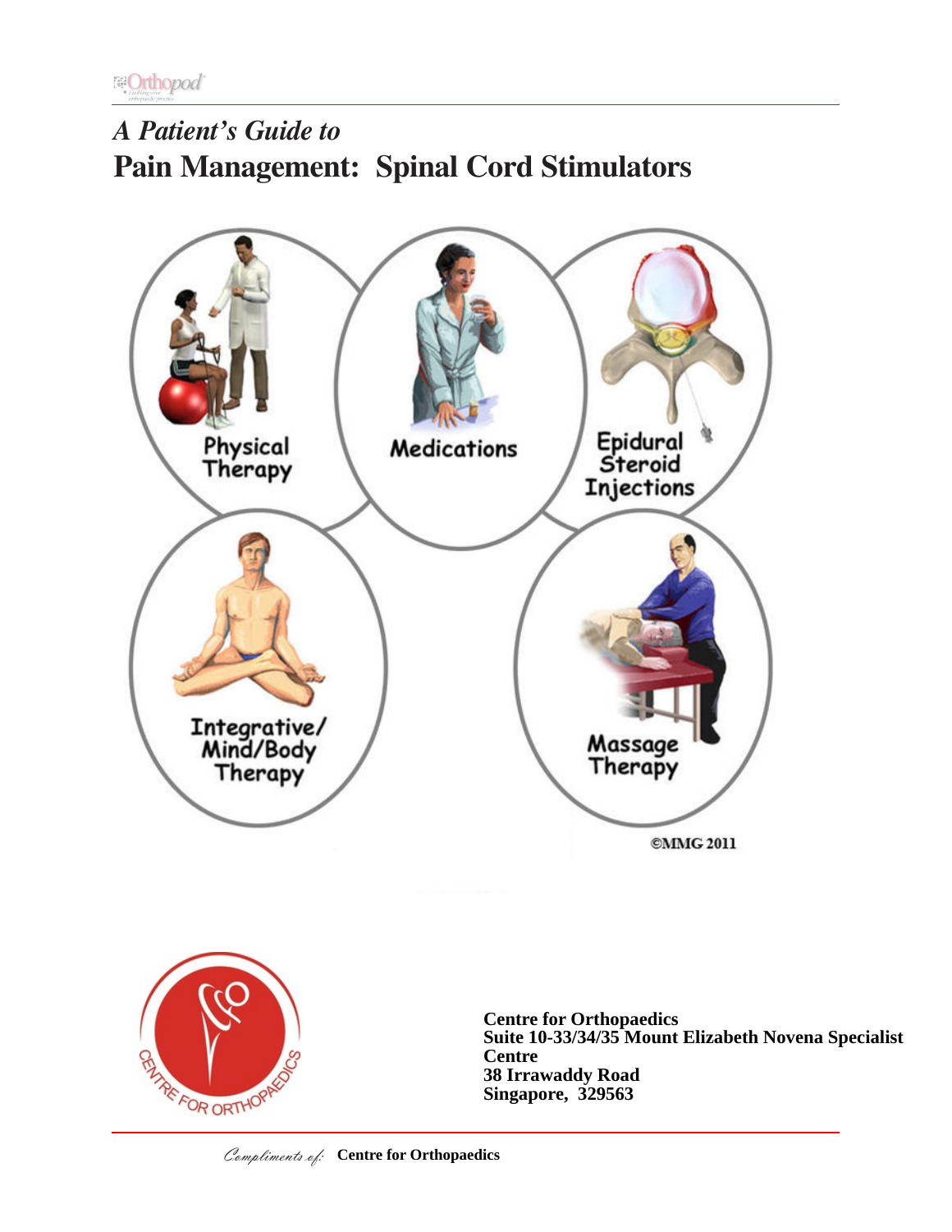*A Patient's Guide to*

# Pain Management: Spinal Cord Stimulators

Physical Therapy

Medications

Epidural Steroid Injections

Integrative/ Mind/Body Therapy

Massage Therapy

©MMG 2011

**Centre for Orthopaedics**
**Suite 10-33/34/35 Mount Elizabeth Novena Specialist Centre**
**38 Irrawaddy Road**
**Singapore, 329563**

*Compliments of:* **Centre for Orthopaedics**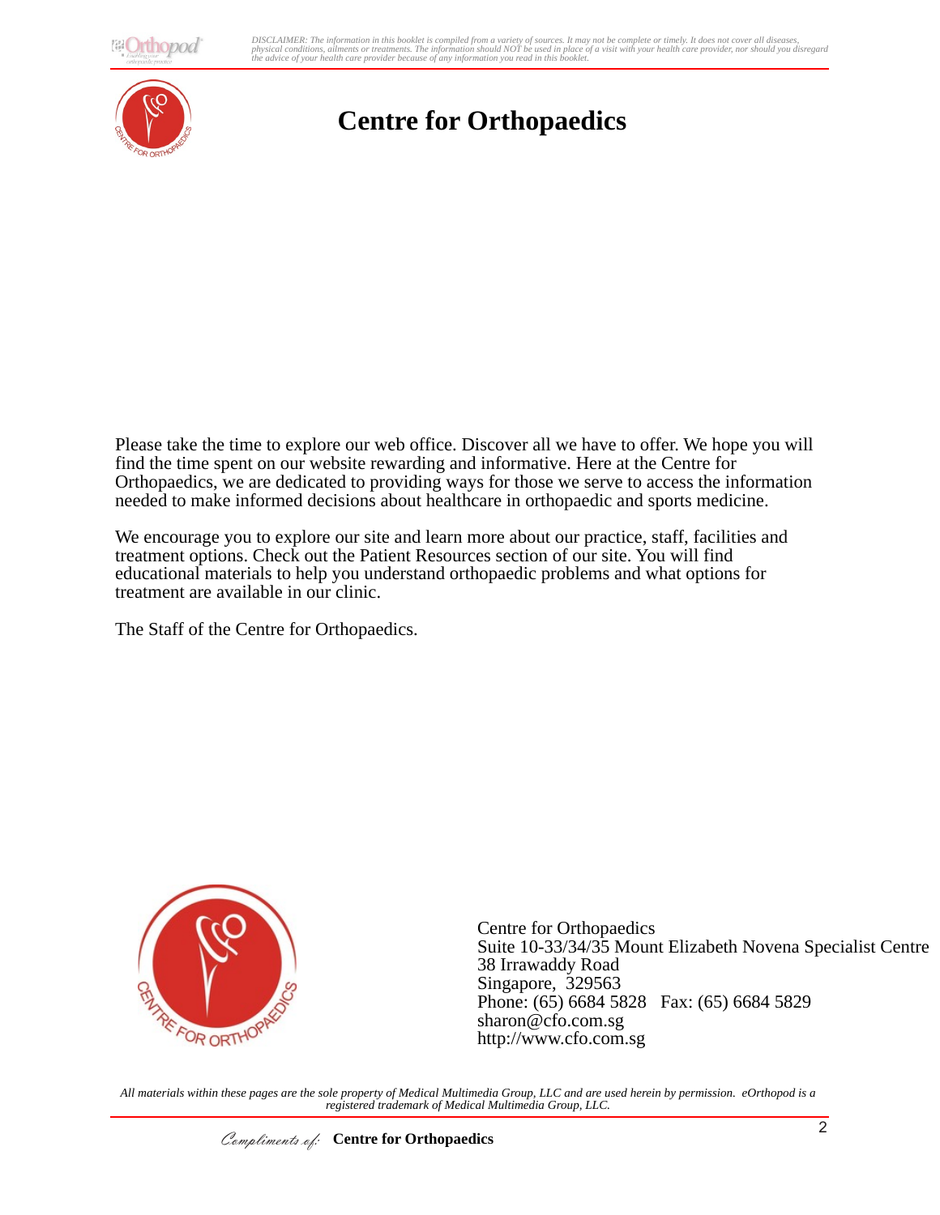# Centre for Orthopaedics

Please take the time to explore our web office. Discover all we have to offer. We hope you will find the time spent on our website rewarding and informative. Here at the Centre for Orthopaedics, we are dedicated to providing ways for those we serve to access the information needed to make informed decisions about healthcare in orthopaedic and sports medicine.

We encourage you to explore our site and learn more about our practice, staff, facilities and treatment options. Check out the Patient Resources section of our site. You will find educational materials to help you understand orthopaedic problems and what options for treatment are available in our clinic.

The Staff of the Centre for Orthopaedics.

Centre for Orthopaedics
Suite 10-33/34/35 Mount Elizabeth Novena Specialist Centre
38 Irrawaddy Road
Singapore, 329563
Phone: (65) 6684 5828 Fax: (65) 6684 5829
sharon@cfo.com.sg
http://www.cfo.com.sg

*All materials within these pages are the sole property of Medical Multimedia Group, LLC and are used herein by permission. eOrthopod is a registered trademark of Medical Multimedia Group, LLC.*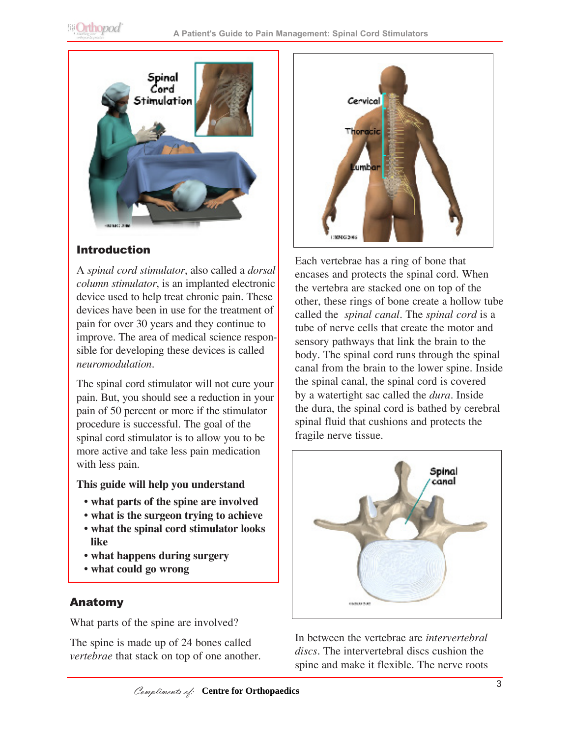## Introduction

A *spinal cord stimulator*, also called a *dorsal column stimulator*, is an implanted electronic device used to help treat chronic pain. These devices have been in use for the treatment of pain for over 30 years and they continue to improve. The area of medical science responsible for developing these devices is called *neuromodulation*.

The spinal cord stimulator will not cure your pain. But, you should see a reduction in your pain of 50 percent or more if the stimulator procedure is successful. The goal of the spinal cord stimulator is to allow you to be more active and take less pain medication with less pain.

**This guide will help you understand**

- **what parts of the spine are involved**
- **what is the surgeon trying to achieve**
- **what the spinal cord stimulator looks like**
- **what happens during surgery**
- **what could go wrong**

## Anatomy

What parts of the spine are involved?

The spine is made up of 24 bones called *vertebrae* that stack on top of one another. Each vertebrae has a ring of bone that encases and protects the spinal cord. When the vertebra are stacked one on top of the other, these rings of bone create a hollow tube called the *spinal canal*. The *spinal cord* is a tube of nerve cells that create the motor and sensory pathways that link the brain to the body. The spinal cord runs through the spinal canal from the brain to the lower spine. Inside the spinal canal, the spinal cord is covered by a watertight sac called the *dura*. Inside the dura, the spinal cord is bathed by cerebral spinal fluid that cushions and protects the fragile nerve tissue.

In between the vertebrae are *intervertebral discs*. The intervertebral discs cushion the spine and make it flexible. The nerve roots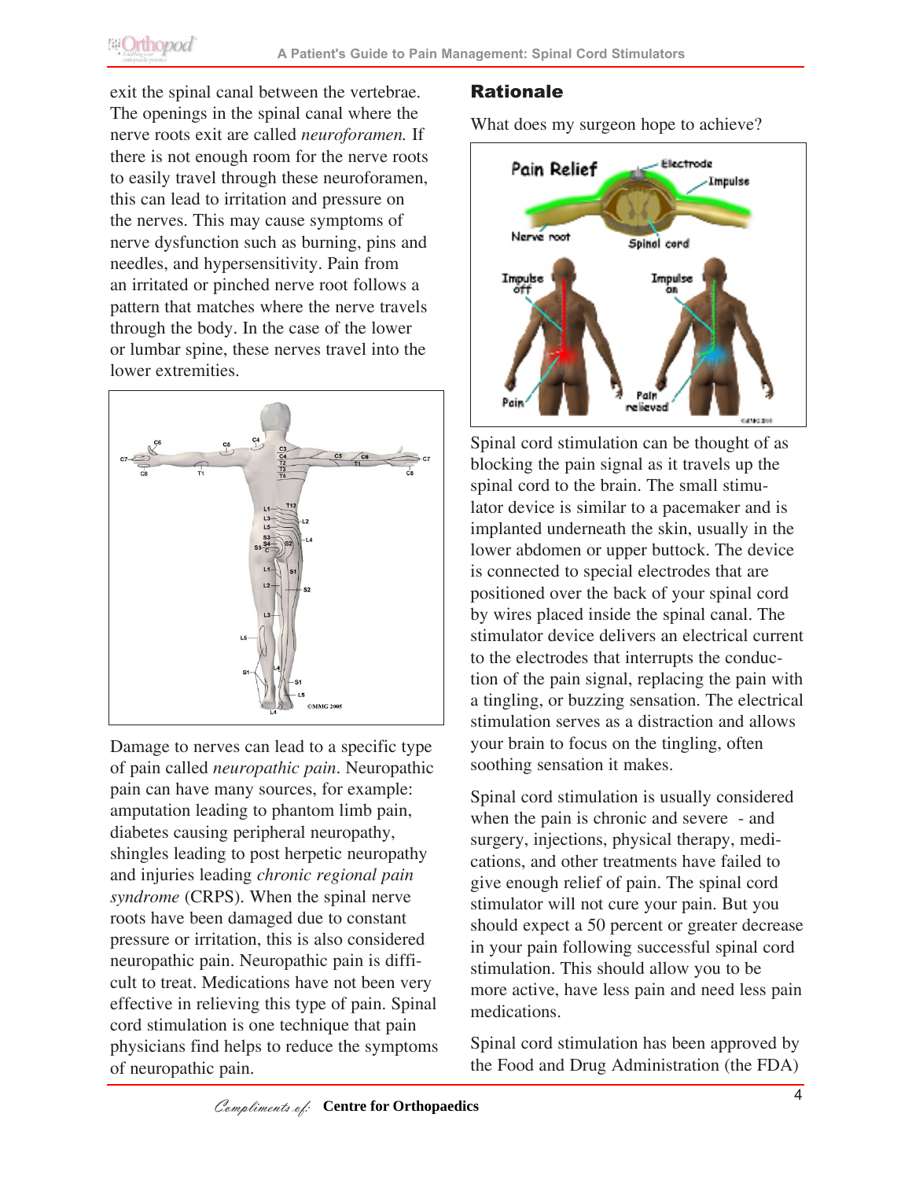exit the spinal canal between the vertebrae. The openings in the spinal canal where the nerve roots exit are called *neuroforamen.* If there is not enough room for the nerve roots to easily travel through these neuroforamen, this can lead to irritation and pressure on the nerves. This may cause symptoms of nerve dysfunction such as burning, pins and needles, and hypersensitivity. Pain from an irritated or pinched nerve root follows a pattern that matches where the nerve travels through the body. In the case of the lower or lumbar spine, these nerves travel into the lower extremities.

Damage to nerves can lead to a specific type of pain called *neuropathic pain*. Neuropathic pain can have many sources, for example: amputation leading to phantom limb pain, diabetes causing peripheral neuropathy, shingles leading to post herpetic neuropathy and injuries leading *chronic regional pain syndrome* (CRPS). When the spinal nerve roots have been damaged due to constant pressure or irritation, this is also considered neuropathic pain. Neuropathic pain is difficult to treat. Medications have not been very effective in relieving this type of pain. Spinal cord stimulation is one technique that pain physicians find helps to reduce the symptoms of neuropathic pain.

## Rationale

What does my surgeon hope to achieve?

Spinal cord stimulation can be thought of as blocking the pain signal as it travels up the spinal cord to the brain. The small stimulator device is similar to a pacemaker and is implanted underneath the skin, usually in the lower abdomen or upper buttock. The device is connected to special electrodes that are positioned over the back of your spinal cord by wires placed inside the spinal canal. The stimulator device delivers an electrical current to the electrodes that interrupts the conduction of the pain signal, replacing the pain with a tingling, or buzzing sensation. The electrical stimulation serves as a distraction and allows your brain to focus on the tingling, often soothing sensation it makes.

Spinal cord stimulation is usually considered when the pain is chronic and severe - and surgery, injections, physical therapy, medications, and other treatments have failed to give enough relief of pain. The spinal cord stimulator will not cure your pain. But you should expect a 50 percent or greater decrease in your pain following successful spinal cord stimulation. This should allow you to be more active, have less pain and need less pain medications.

Spinal cord stimulation has been approved by the Food and Drug Administration (the FDA)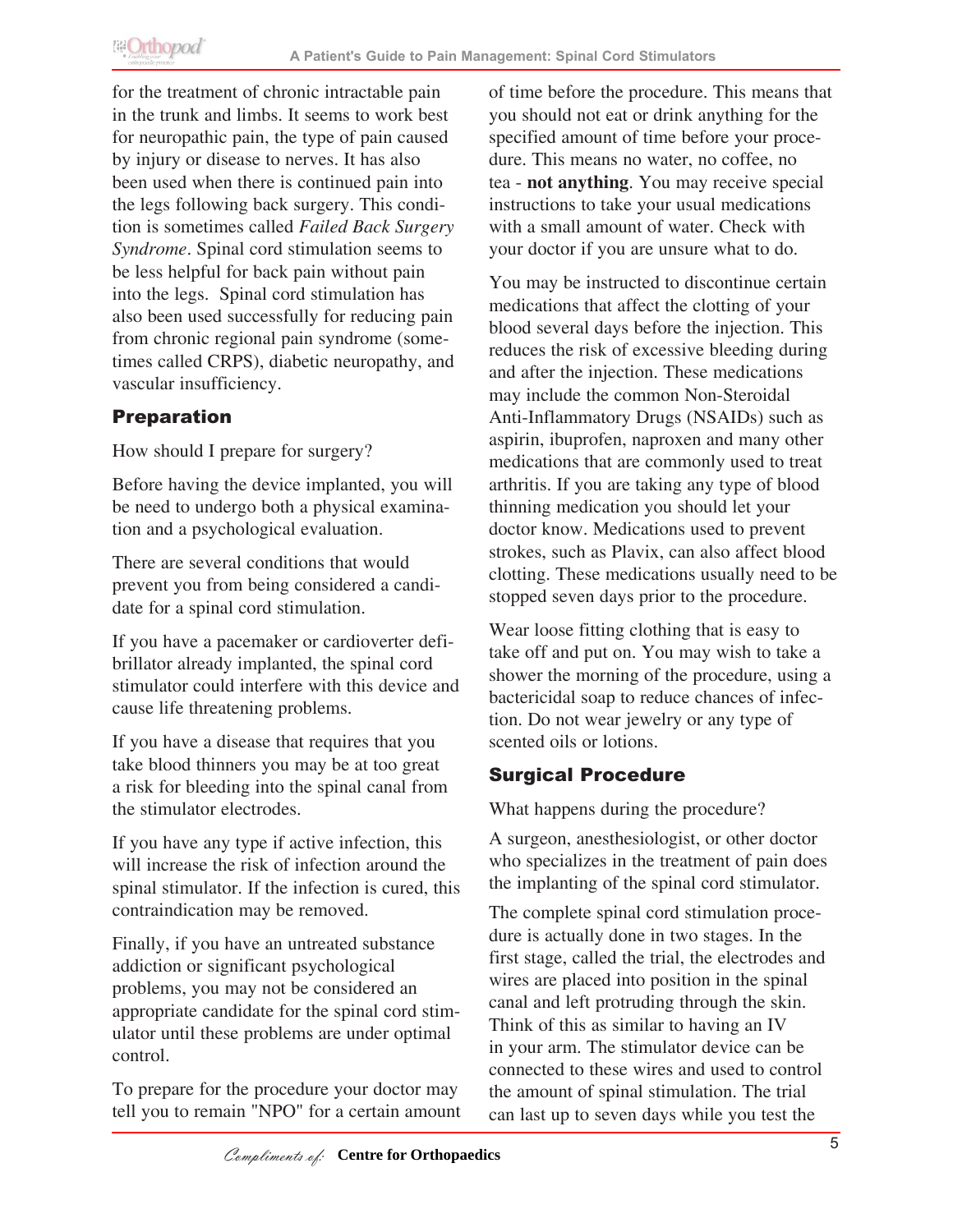for the treatment of chronic intractable pain in the trunk and limbs. It seems to work best for neuropathic pain, the type of pain caused by injury or disease to nerves. It has also been used when there is continued pain into the legs following back surgery. This condition is sometimes called *Failed Back Surgery Syndrome*. Spinal cord stimulation seems to be less helpful for back pain without pain into the legs. Spinal cord stimulation has also been used successfully for reducing pain from chronic regional pain syndrome (sometimes called CRPS), diabetic neuropathy, and vascular insufficiency.

## Preparation

How should I prepare for surgery?

Before having the device implanted, you will be need to undergo both a physical examination and a psychological evaluation.

There are several conditions that would prevent you from being considered a candidate for a spinal cord stimulation.

If you have a pacemaker or cardioverter defibrillator already implanted, the spinal cord stimulator could interfere with this device and cause life threatening problems.

If you have a disease that requires that you take blood thinners you may be at too great a risk for bleeding into the spinal canal from the stimulator electrodes.

If you have any type if active infection, this will increase the risk of infection around the spinal stimulator. If the infection is cured, this contraindication may be removed.

Finally, if you have an untreated substance addiction or significant psychological problems, you may not be considered an appropriate candidate for the spinal cord stimulator until these problems are under optimal control.

To prepare for the procedure your doctor may tell you to remain "NPO" for a certain amount of time before the procedure. This means that you should not eat or drink anything for the specified amount of time before your procedure. This means no water, no coffee, no tea - **not anything**. You may receive special instructions to take your usual medications with a small amount of water. Check with your doctor if you are unsure what to do.

You may be instructed to discontinue certain medications that affect the clotting of your blood several days before the injection. This reduces the risk of excessive bleeding during and after the injection. These medications may include the common Non-Steroidal Anti-Inflammatory Drugs (NSAIDs) such as aspirin, ibuprofen, naproxen and many other medications that are commonly used to treat arthritis. If you are taking any type of blood thinning medication you should let your doctor know. Medications used to prevent strokes, such as Plavix, can also affect blood clotting. These medications usually need to be stopped seven days prior to the procedure.

Wear loose fitting clothing that is easy to take off and put on. You may wish to take a shower the morning of the procedure, using a bactericidal soap to reduce chances of infection. Do not wear jewelry or any type of scented oils or lotions.

## Surgical Procedure

What happens during the procedure?

A surgeon, anesthesiologist, or other doctor who specializes in the treatment of pain does the implanting of the spinal cord stimulator.

The complete spinal cord stimulation procedure is actually done in two stages. In the first stage, called the trial, the electrodes and wires are placed into position in the spinal canal and left protruding through the skin. Think of this as similar to having an IV in your arm. The stimulator device can be connected to these wires and used to control the amount of spinal stimulation. The trial can last up to seven days while you test the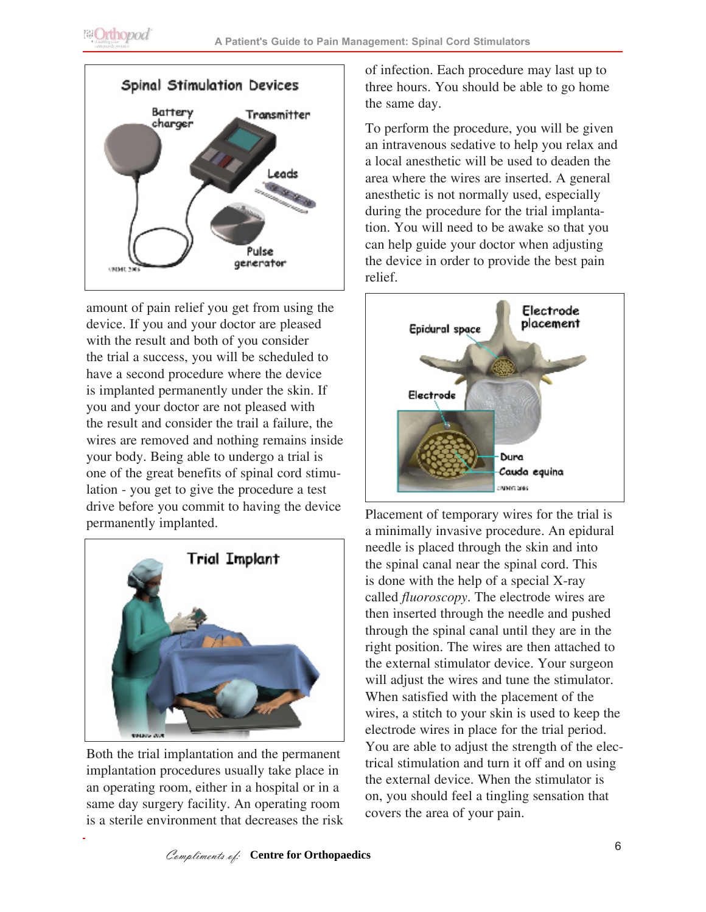amount of pain relief you get from using the device. If you and your doctor are pleased with the result and both of you consider the trial a success, you will be scheduled to have a second procedure where the device is implanted permanently under the skin. If you and your doctor are not pleased with the result and consider the trail a failure, the wires are removed and nothing remains inside your body. Being able to undergo a trial is one of the great benefits of spinal cord stimulation - you get to give the procedure a test drive before you commit to having the device permanently implanted.

Both the trial implantation and the permanent implantation procedures usually take place in an operating room, either in a hospital or in a same day surgery facility. An operating room is a sterile environment that decreases the risk of infection. Each procedure may last up to three hours. You should be able to go home the same day.

To perform the procedure, you will be given an intravenous sedative to help you relax and a local anesthetic will be used to deaden the area where the wires are inserted. A general anesthetic is not normally used, especially during the procedure for the trial implantation. You will need to be awake so that you can help guide your doctor when adjusting the device in order to provide the best pain relief.

Placement of temporary wires for the trial is a minimally invasive procedure. An epidural needle is placed through the skin and into the spinal canal near the spinal cord. This is done with the help of a special X-ray called *fluoroscopy*. The electrode wires are then inserted through the needle and pushed through the spinal canal until they are in the right position. The wires are then attached to the external stimulator device. Your surgeon will adjust the wires and tune the stimulator. When satisfied with the placement of the wires, a stitch to your skin is used to keep the electrode wires in place for the trial period. You are able to adjust the strength of the electrical stimulation and turn it off and on using the external device. When the stimulator is on, you should feel a tingling sensation that covers the area of your pain.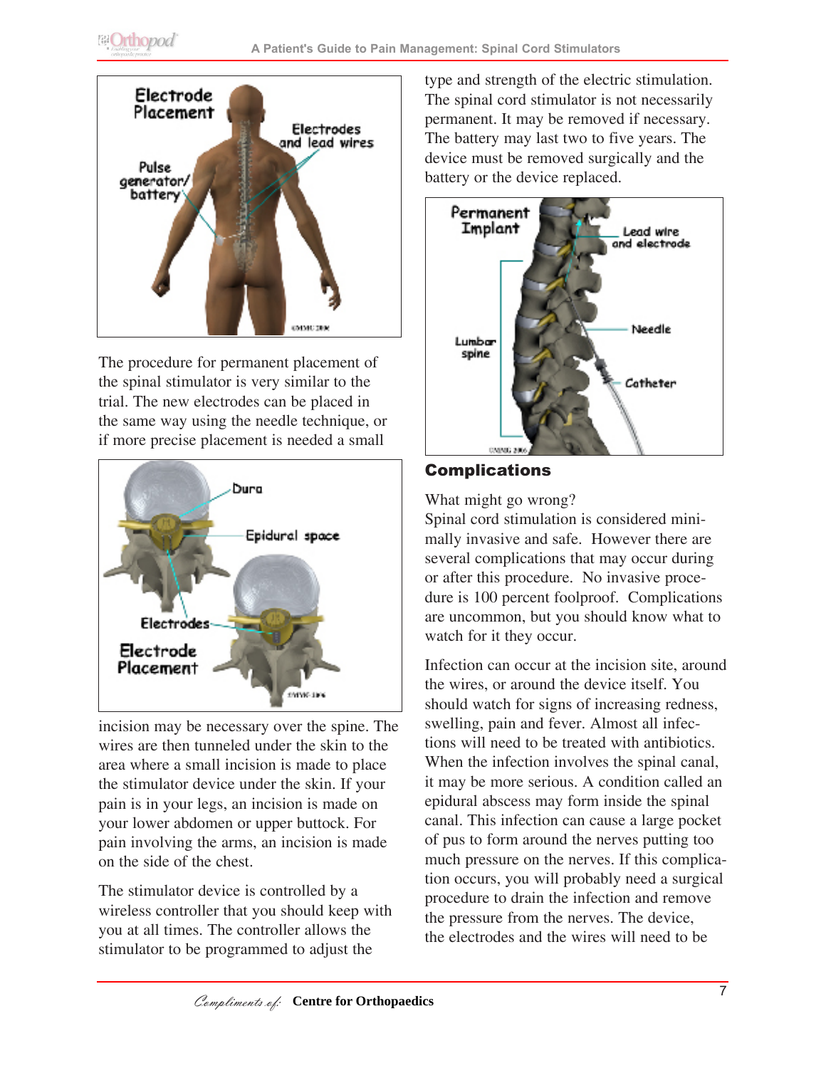The procedure for permanent placement of the spinal stimulator is very similar to the trial. The new electrodes can be placed in the same way using the needle technique, or if more precise placement is needed a small incision may be necessary over the spine. The wires are then tunneled under the skin to the area where a small incision is made to place the stimulator device under the skin. If your pain is in your legs, an incision is made on your lower abdomen or upper buttock. For pain involving the arms, an incision is made on the side of the chest.

The stimulator device is controlled by a wireless controller that you should keep with you at all times. The controller allows the stimulator to be programmed to adjust the type and strength of the electric stimulation. The spinal cord stimulator is not necessarily permanent. It may be removed if necessary. The battery may last two to five years. The device must be removed surgically and the battery or the device replaced.

## Complications

What might go wrong?

Spinal cord stimulation is considered minimally invasive and safe. However there are several complications that may occur during or after this procedure. No invasive procedure is 100 percent foolproof. Complications are uncommon, but you should know what to watch for it they occur.

Infection can occur at the incision site, around the wires, or around the device itself. You should watch for signs of increasing redness, swelling, pain and fever. Almost all infections will need to be treated with antibiotics. When the infection involves the spinal canal, it may be more serious. A condition called an epidural abscess may form inside the spinal canal. This infection can cause a large pocket of pus to form around the nerves putting too much pressure on the nerves. If this complication occurs, you will probably need a surgical procedure to drain the infection and remove the pressure from the nerves. The device, the electrodes and the wires will need to be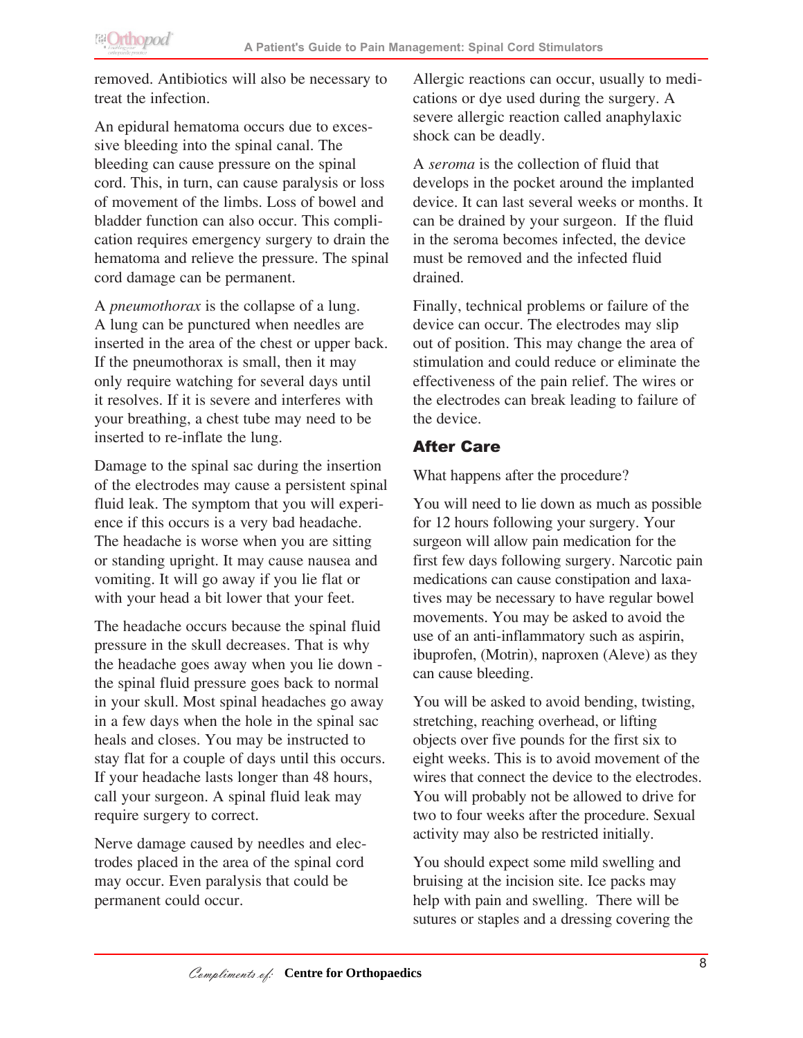removed. Antibiotics will also be necessary to treat the infection.

An epidural hematoma occurs due to excessive bleeding into the spinal canal. The bleeding can cause pressure on the spinal cord. This, in turn, can cause paralysis or loss of movement of the limbs. Loss of bowel and bladder function can also occur. This complication requires emergency surgery to drain the hematoma and relieve the pressure. The spinal cord damage can be permanent.

A *pneumothorax* is the collapse of a lung. A lung can be punctured when needles are inserted in the area of the chest or upper back. If the pneumothorax is small, then it may only require watching for several days until it resolves. If it is severe and interferes with your breathing, a chest tube may need to be inserted to re-inflate the lung.

Damage to the spinal sac during the insertion of the electrodes may cause a persistent spinal fluid leak. The symptom that you will experience if this occurs is a very bad headache. The headache is worse when you are sitting or standing upright. It may cause nausea and vomiting. It will go away if you lie flat or with your head a bit lower that your feet.

The headache occurs because the spinal fluid pressure in the skull decreases. That is why the headache goes away when you lie down - the spinal fluid pressure goes back to normal in your skull. Most spinal headaches go away in a few days when the hole in the spinal sac heals and closes. You may be instructed to stay flat for a couple of days until this occurs. If your headache lasts longer than 48 hours, call your surgeon. A spinal fluid leak may require surgery to correct.

Nerve damage caused by needles and electrodes placed in the area of the spinal cord may occur. Even paralysis that could be permanent could occur.

Allergic reactions can occur, usually to medications or dye used during the surgery. A severe allergic reaction called anaphylaxic shock can be deadly.

A *seroma* is the collection of fluid that develops in the pocket around the implanted device. It can last several weeks or months. It can be drained by your surgeon. If the fluid in the seroma becomes infected, the device must be removed and the infected fluid drained.

Finally, technical problems or failure of the device can occur. The electrodes may slip out of position. This may change the area of stimulation and could reduce or eliminate the effectiveness of the pain relief. The wires or the electrodes can break leading to failure of the device.

## After Care

What happens after the procedure?

You will need to lie down as much as possible for 12 hours following your surgery. Your surgeon will allow pain medication for the first few days following surgery. Narcotic pain medications can cause constipation and laxatives may be necessary to have regular bowel movements. You may be asked to avoid the use of an anti-inflammatory such as aspirin, ibuprofen, (Motrin), naproxen (Aleve) as they can cause bleeding.

You will be asked to avoid bending, twisting, stretching, reaching overhead, or lifting objects over five pounds for the first six to eight weeks. This is to avoid movement of the wires that connect the device to the electrodes. You will probably not be allowed to drive for two to four weeks after the procedure. Sexual activity may also be restricted initially.

You should expect some mild swelling and bruising at the incision site. Ice packs may help with pain and swelling. There will be sutures or staples and a dressing covering the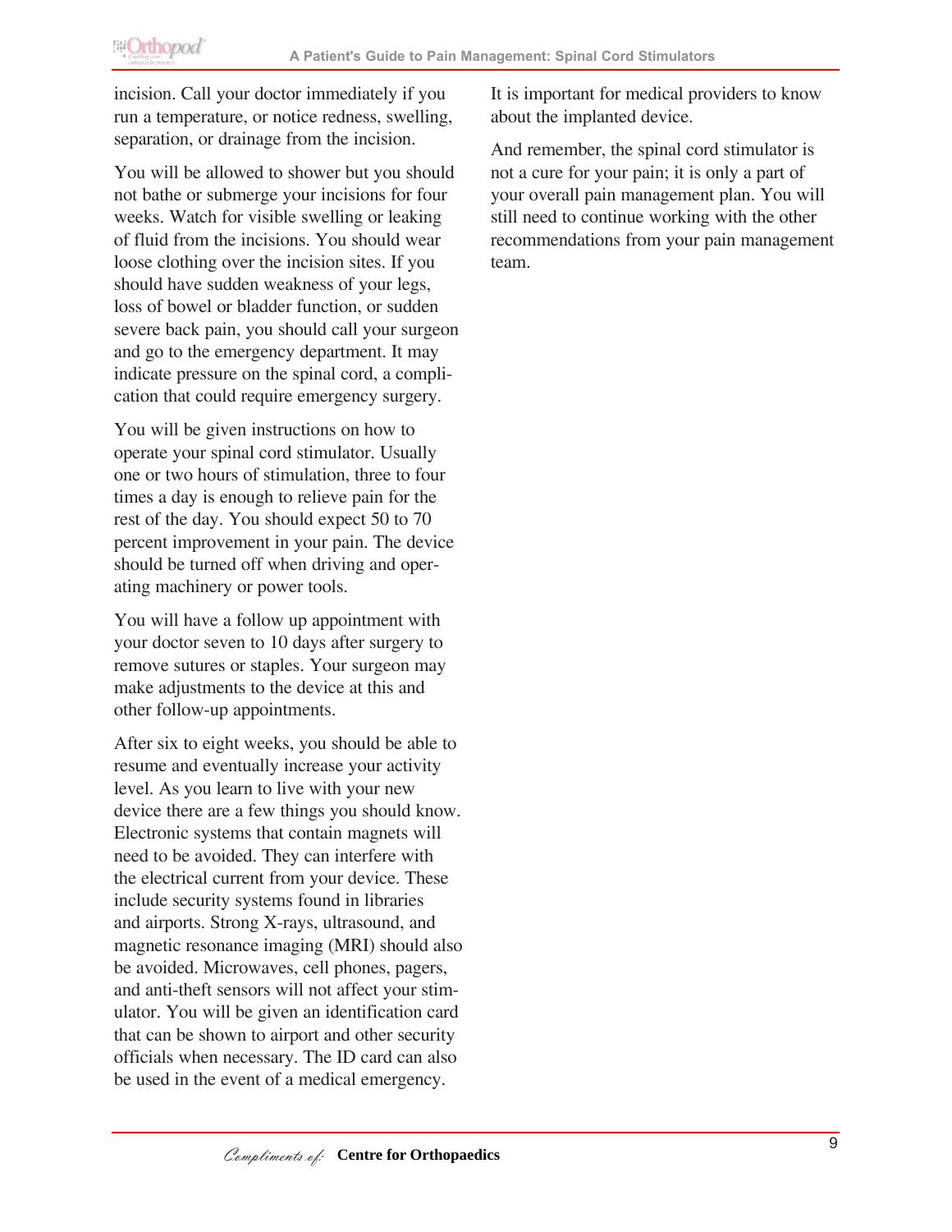incision. Call your doctor immediately if you run a temperature, or notice redness, swelling, separation, or drainage from the incision.

You will be allowed to shower but you should not bathe or submerge your incisions for four weeks. Watch for visible swelling or leaking of fluid from the incisions. You should wear loose clothing over the incision sites. If you should have sudden weakness of your legs, loss of bowel or bladder function, or sudden severe back pain, you should call your surgeon and go to the emergency department. It may indicate pressure on the spinal cord, a complication that could require emergency surgery.

You will be given instructions on how to operate your spinal cord stimulator. Usually one or two hours of stimulation, three to four times a day is enough to relieve pain for the rest of the day. You should expect 50 to 70 percent improvement in your pain. The device should be turned off when driving and operating machinery or power tools.

You will have a follow up appointment with your doctor seven to 10 days after surgery to remove sutures or staples. Your surgeon may make adjustments to the device at this and other follow-up appointments.

After six to eight weeks, you should be able to resume and eventually increase your activity level. As you learn to live with your new device there are a few things you should know. Electronic systems that contain magnets will need to be avoided. They can interfere with the electrical current from your device. These include security systems found in libraries and airports. Strong X-rays, ultrasound, and magnetic resonance imaging (MRI) should also be avoided. Microwaves, cell phones, pagers, and anti-theft sensors will not affect your stimulator. You will be given an identification card that can be shown to airport and other security officials when necessary. The ID card can also be used in the event of a medical emergency. It is important for medical providers to know about the implanted device.

And remember, the spinal cord stimulator is not a cure for your pain; it is only a part of your overall pain management plan. You will still need to continue working with the other recommendations from your pain management team.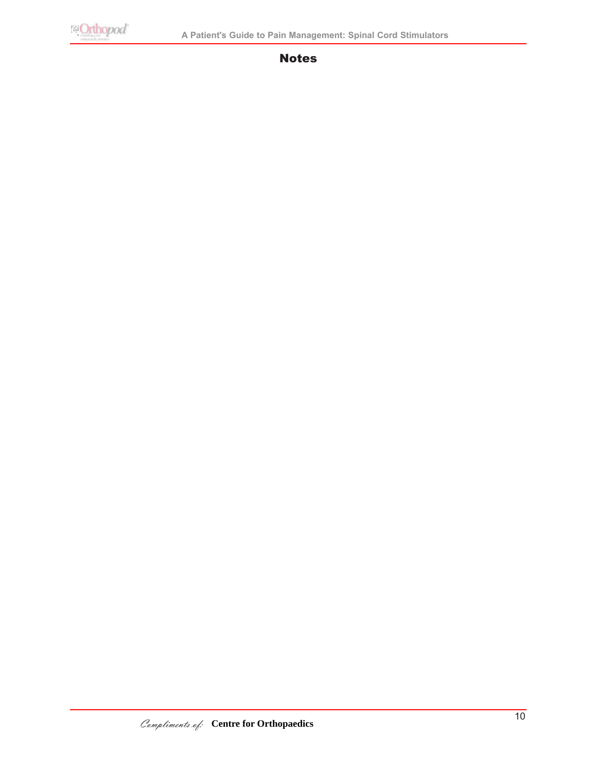## Notes